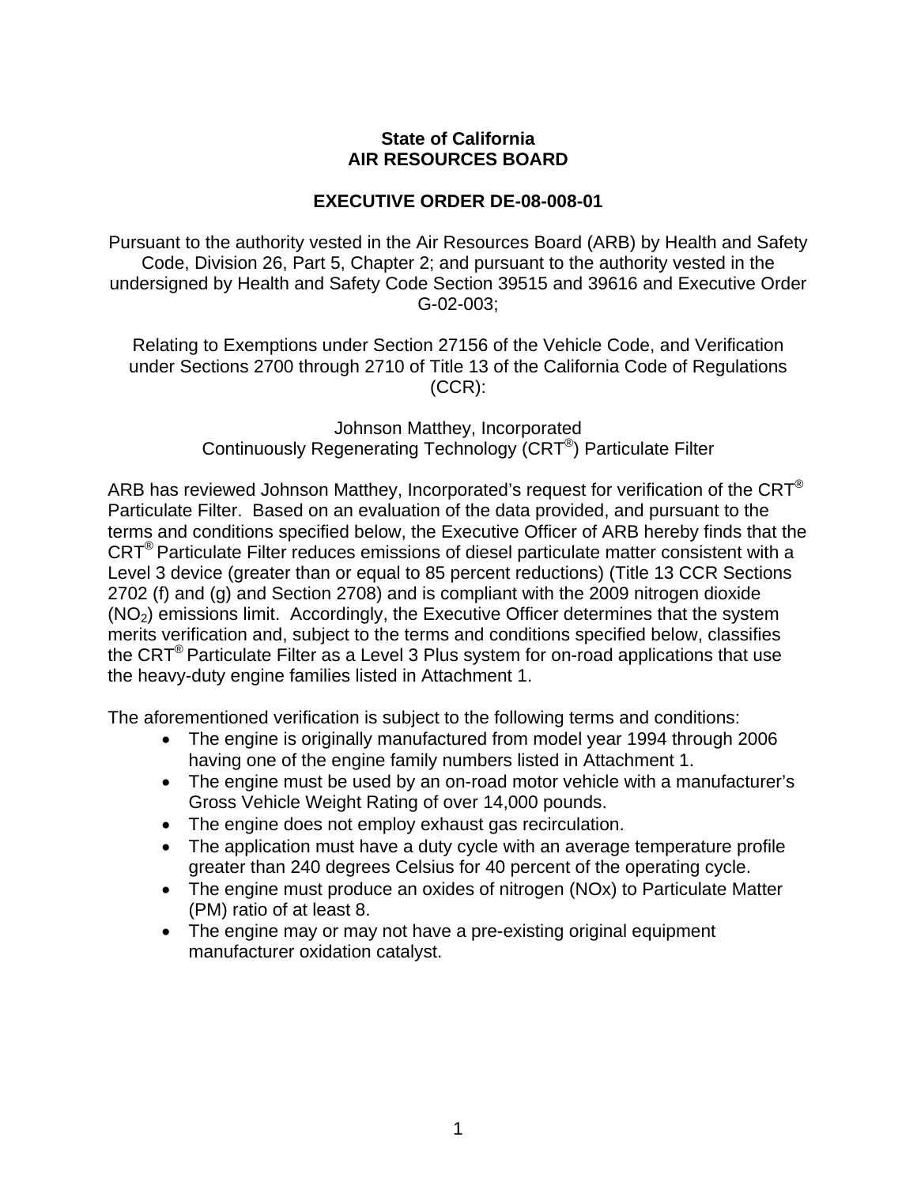**State of California**
**AIR RESOURCES BOARD**

**EXECUTIVE ORDER DE-08-008-01**

Pursuant to the authority vested in the Air Resources Board (ARB) by Health and Safety Code, Division 26, Part 5, Chapter 2; and pursuant to the authority vested in the undersigned by Health and Safety Code Section 39515 and 39616 and Executive Order G-02-003;

Relating to Exemptions under Section 27156 of the Vehicle Code, and Verification under Sections 2700 through 2710 of Title 13 of the California Code of Regulations (CCR):

Johnson Matthey, Incorporated
Continuously Regenerating Technology (CRT®) Particulate Filter

ARB has reviewed Johnson Matthey, Incorporated's request for verification of the CRT® Particulate Filter. Based on an evaluation of the data provided, and pursuant to the terms and conditions specified below, the Executive Officer of ARB hereby finds that the CRT® Particulate Filter reduces emissions of diesel particulate matter consistent with a Level 3 device (greater than or equal to 85 percent reductions) (Title 13 CCR Sections 2702 (f) and (g) and Section 2708) and is compliant with the 2009 nitrogen dioxide ($NO_2$) emissions limit. Accordingly, the Executive Officer determines that the system merits verification and, subject to the terms and conditions specified below, classifies the CRT® Particulate Filter as a Level 3 Plus system for on-road applications that use the heavy-duty engine families listed in Attachment 1.

The aforementioned verification is subject to the following terms and conditions:

- The engine is originally manufactured from model year 1994 through 2006 having one of the engine family numbers listed in Attachment 1.
- The engine must be used by an on-road motor vehicle with a manufacturer's Gross Vehicle Weight Rating of over 14,000 pounds.
- The engine does not employ exhaust gas recirculation.
- The application must have a duty cycle with an average temperature profile greater than 240 degrees Celsius for 40 percent of the operating cycle.
- The engine must produce an oxides of nitrogen (NOx) to Particulate Matter (PM) ratio of at least 8.
- The engine may or may not have a pre-existing original equipment manufacturer oxidation catalyst.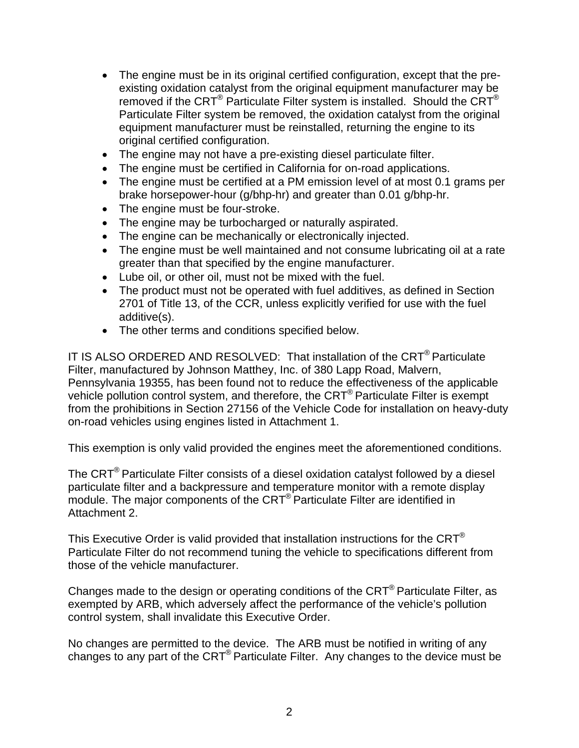- The engine must be in its original certified configuration, except that the pre-existing oxidation catalyst from the original equipment manufacturer may be removed if the CRT® Particulate Filter system is installed. Should the CRT® Particulate Filter system be removed, the oxidation catalyst from the original equipment manufacturer must be reinstalled, returning the engine to its original certified configuration.
- The engine may not have a pre-existing diesel particulate filter.
- The engine must be certified in California for on-road applications.
- The engine must be certified at a PM emission level of at most 0.1 grams per brake horsepower-hour (g/bhp-hr) and greater than 0.01 g/bhp-hr.
- The engine must be four-stroke.
- The engine may be turbocharged or naturally aspirated.
- The engine can be mechanically or electronically injected.
- The engine must be well maintained and not consume lubricating oil at a rate greater than that specified by the engine manufacturer.
- Lube oil, or other oil, must not be mixed with the fuel.
- The product must not be operated with fuel additives, as defined in Section 2701 of Title 13, of the CCR, unless explicitly verified for use with the fuel additive(s).
- The other terms and conditions specified below.

IT IS ALSO ORDERED AND RESOLVED: That installation of the CRT® Particulate Filter, manufactured by Johnson Matthey, Inc. of 380 Lapp Road, Malvern, Pennsylvania 19355, has been found not to reduce the effectiveness of the applicable vehicle pollution control system, and therefore, the CRT® Particulate Filter is exempt from the prohibitions in Section 27156 of the Vehicle Code for installation on heavy-duty on-road vehicles using engines listed in Attachment 1.

This exemption is only valid provided the engines meet the aforementioned conditions.

The CRT® Particulate Filter consists of a diesel oxidation catalyst followed by a diesel particulate filter and a backpressure and temperature monitor with a remote display module. The major components of the CRT® Particulate Filter are identified in Attachment 2.

This Executive Order is valid provided that installation instructions for the CRT® Particulate Filter do not recommend tuning the vehicle to specifications different from those of the vehicle manufacturer.

Changes made to the design or operating conditions of the CRT® Particulate Filter, as exempted by ARB, which adversely affect the performance of the vehicle's pollution control system, shall invalidate this Executive Order.

No changes are permitted to the device. The ARB must be notified in writing of any changes to any part of the CRT® Particulate Filter. Any changes to the device must be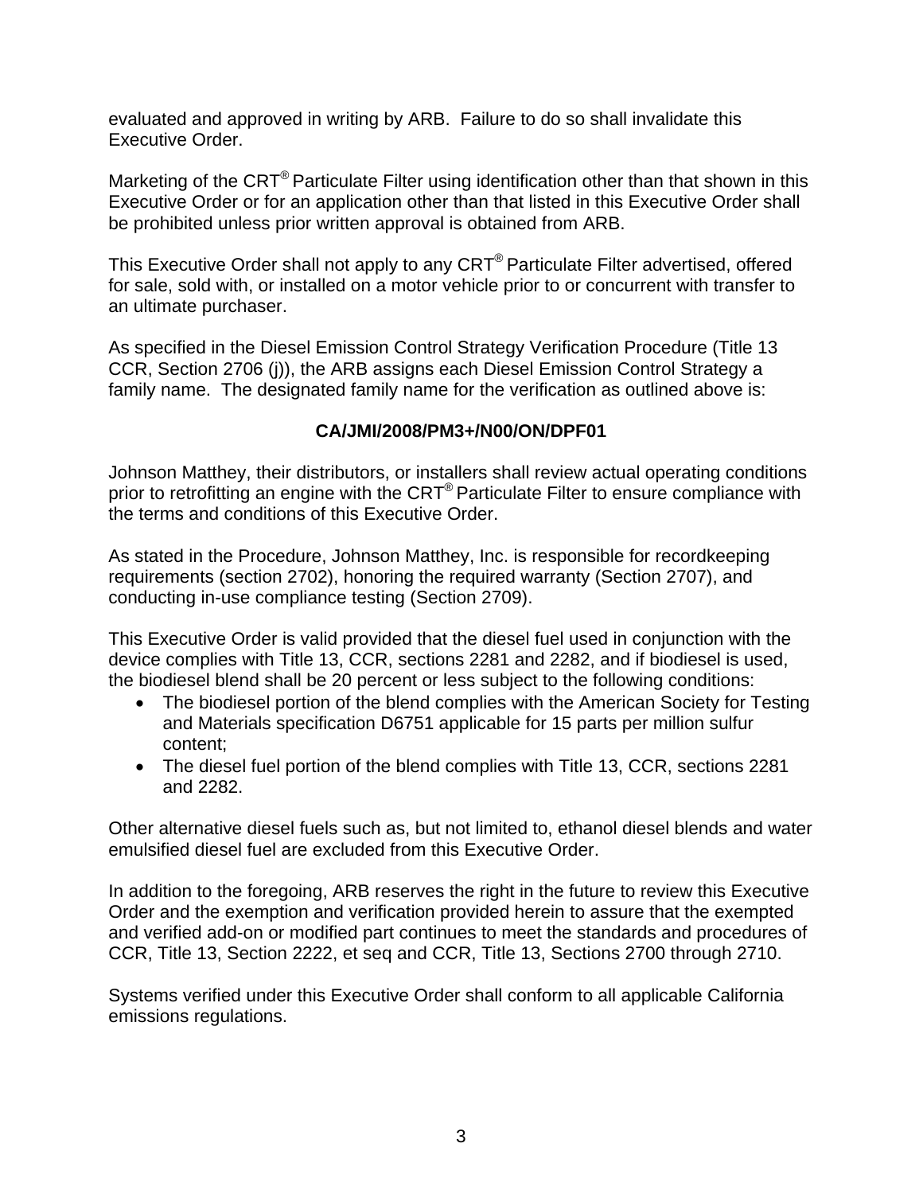evaluated and approved in writing by ARB. Failure to do so shall invalidate this Executive Order.

Marketing of the CRT® Particulate Filter using identification other than that shown in this Executive Order or for an application other than that listed in this Executive Order shall be prohibited unless prior written approval is obtained from ARB.

This Executive Order shall not apply to any CRT® Particulate Filter advertised, offered for sale, sold with, or installed on a motor vehicle prior to or concurrent with transfer to an ultimate purchaser.

As specified in the Diesel Emission Control Strategy Verification Procedure (Title 13 CCR, Section 2706 (j)), the ARB assigns each Diesel Emission Control Strategy a family name. The designated family name for the verification as outlined above is:

**CA/JMI/2008/PM3+/N00/ON/DPF01**

Johnson Matthey, their distributors, or installers shall review actual operating conditions prior to retrofitting an engine with the CRT® Particulate Filter to ensure compliance with the terms and conditions of this Executive Order.

As stated in the Procedure, Johnson Matthey, Inc. is responsible for recordkeeping requirements (section 2702), honoring the required warranty (Section 2707), and conducting in-use compliance testing (Section 2709).

This Executive Order is valid provided that the diesel fuel used in conjunction with the device complies with Title 13, CCR, sections 2281 and 2282, and if biodiesel is used, the biodiesel blend shall be 20 percent or less subject to the following conditions:

- The biodiesel portion of the blend complies with the American Society for Testing and Materials specification D6751 applicable for 15 parts per million sulfur content;
- The diesel fuel portion of the blend complies with Title 13, CCR, sections 2281 and 2282.

Other alternative diesel fuels such as, but not limited to, ethanol diesel blends and water emulsified diesel fuel are excluded from this Executive Order.

In addition to the foregoing, ARB reserves the right in the future to review this Executive Order and the exemption and verification provided herein to assure that the exempted and verified add-on or modified part continues to meet the standards and procedures of CCR, Title 13, Section 2222, et seq and CCR, Title 13, Sections 2700 through 2710.

Systems verified under this Executive Order shall conform to all applicable California emissions regulations.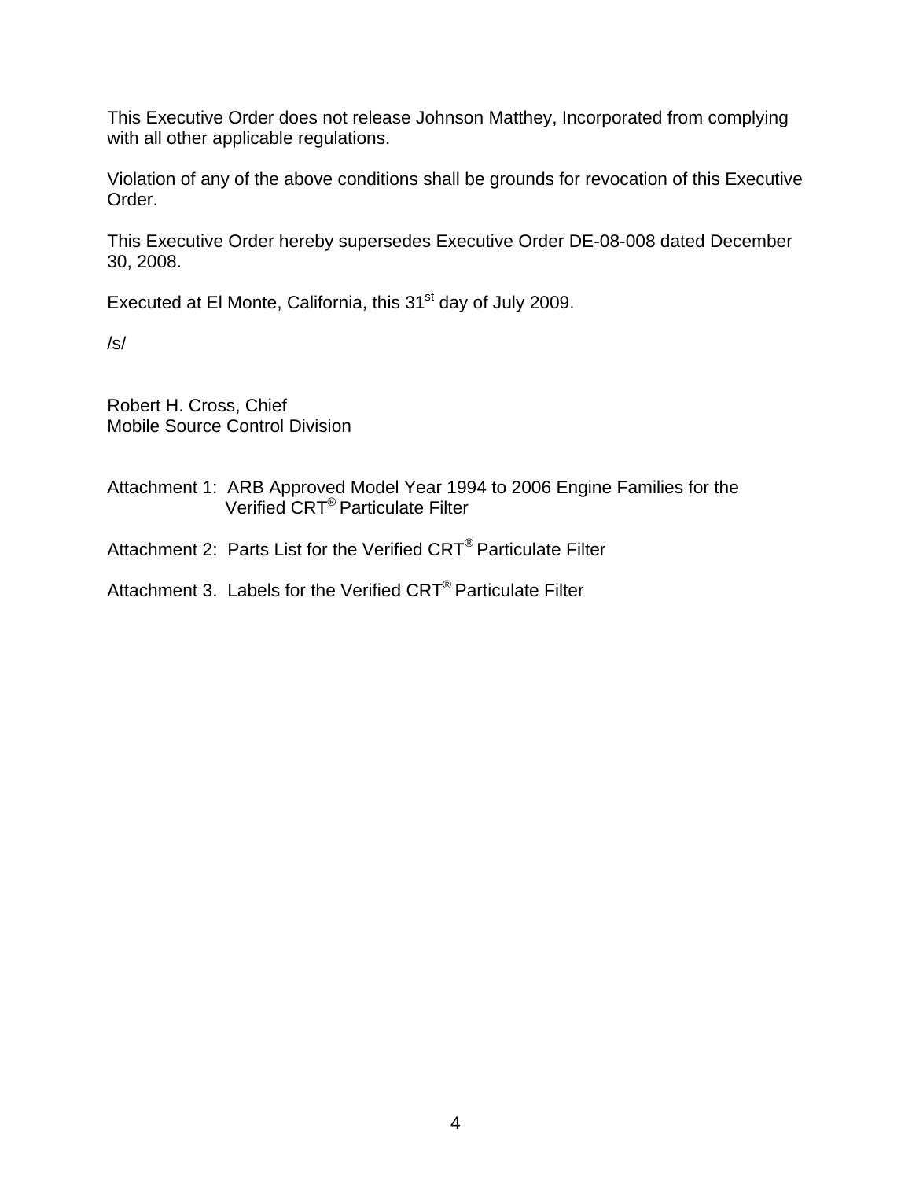This Executive Order does not release Johnson Matthey, Incorporated from complying with all other applicable regulations.

Violation of any of the above conditions shall be grounds for revocation of this Executive Order.

This Executive Order hereby supersedes Executive Order DE-08-008 dated December 30, 2008.

Executed at El Monte, California, this 31st day of July 2009.

/s/

Robert H. Cross, Chief
Mobile Source Control Division

Attachment 1: ARB Approved Model Year 1994 to 2006 Engine Families for the Verified CRT® Particulate Filter

Attachment 2: Parts List for the Verified CRT® Particulate Filter

Attachment 3. Labels for the Verified CRT® Particulate Filter